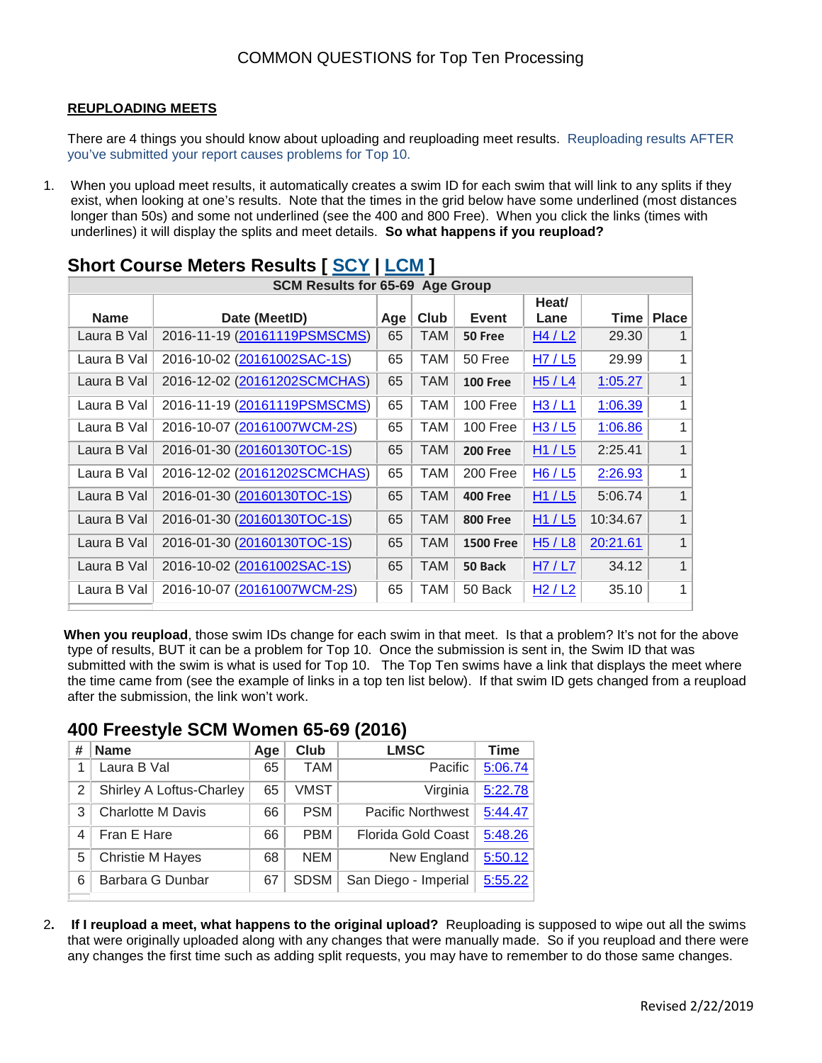# COMMON QUESTIONS for Top Ten Processing

**REUPLOADING MEETS**

There are 4 things you should know about uploading and reuploading meet results. Reuploading results AFTER you've submitted your report causes problems for Top 10.

1. When you upload meet results, it automatically creates a swim ID for each swim that will link to any splits if they exist, when looking at one's results. Note that the times in the grid below have some underlined (most distances longer than 50s) and some not underlined (see the 400 and 800 Free). When you click the links (times with underlines) it will display the splits and meet details. **So what happens if you reupload?**

## Short Course Meters Results [ SCY | LCM ]

| SCM Results for 65-69 Age Group | | | | | | | |
|---|---|---|---|---|---|---|---|
| **Name** | **Date (MeetID)** | **Age** | **Club** | **Event** | **Heat/ Lane** | **Time** | **Place** |
| Laura B Val | 2016-11-19 (20161119PSMSCMS) | 65 | TAM | **50 Free** | H4 / L2 | 29.30 | 1 |
| Laura B Val | 2016-10-02 (20161002SAC-1S) | 65 | TAM | 50 Free | H7 / L5 | 29.99 | 1 |
| Laura B Val | 2016-12-02 (20161202SCMCHAS) | 65 | TAM | **100 Free** | H5 / L4 | 1:05.27 | 1 |
| Laura B Val | 2016-11-19 (20161119PSMSCMS) | 65 | TAM | 100 Free | H3 / L1 | 1:06.39 | 1 |
| Laura B Val | 2016-10-07 (20161007WCM-2S) | 65 | TAM | 100 Free | H3 / L5 | 1:06.86 | 1 |
| Laura B Val | 2016-01-30 (20160130TOC-1S) | 65 | TAM | **200 Free** | H1 / L5 | 2:25.41 | 1 |
| Laura B Val | 2016-12-02 (20161202SCMCHAS) | 65 | TAM | 200 Free | H6 / L5 | 2:26.93 | 1 |
| Laura B Val | 2016-01-30 (20160130TOC-1S) | 65 | TAM | **400 Free** | H1 / L5 | 5:06.74 | 1 |
| Laura B Val | 2016-01-30 (20160130TOC-1S) | 65 | TAM | **800 Free** | H1 / L5 | 10:34.67 | 1 |
| Laura B Val | 2016-01-30 (20160130TOC-1S) | 65 | TAM | **1500 Free** | H5 / L8 | 20:21.61 | 1 |
| Laura B Val | 2016-10-02 (20161002SAC-1S) | 65 | TAM | **50 Back** | H7 / L7 | 34.12 | 1 |
| Laura B Val | 2016-10-07 (20161007WCM-2S) | 65 | TAM | 50 Back | H2 / L2 | 35.10 | 1 |

**When you reupload**, those swim IDs change for each swim in that meet. Is that a problem? It's not for the above type of results, BUT it can be a problem for Top 10. Once the submission is sent in, the Swim ID that was submitted with the swim is what is used for Top 10. The Top Ten swims have a link that displays the meet where the time came from (see the example of links in a top ten list below). If that swim ID gets changed from a reupload after the submission, the link won't work.

## 400 Freestyle SCM Women 65-69 (2016)

| # | Name | Age | Club | LMSC | Time |
|---|---|---|---|---|---|
| 1 | Laura B Val | 65 | TAM | Pacific | 5:06.74 |
| 2 | Shirley A Loftus-Charley | 65 | VMST | Virginia | 5:22.78 |
| 3 | Charlotte M Davis | 66 | PSM | Pacific Northwest | 5:44.47 |
| 4 | Fran E Hare | 66 | PBM | Florida Gold Coast | 5:48.26 |
| 5 | Christie M Hayes | 68 | NEM | New England | 5:50.12 |
| 6 | Barbara G Dunbar | 67 | SDSM | San Diego - Imperial | 5:55.22 |

2. **If I reupload a meet, what happens to the original upload?** Reuploading is supposed to wipe out all the swims that were originally uploaded along with any changes that were manually made. So if you reupload and there were any changes the first time such as adding split requests, you may have to remember to do those same changes.

Revised 2/22/2019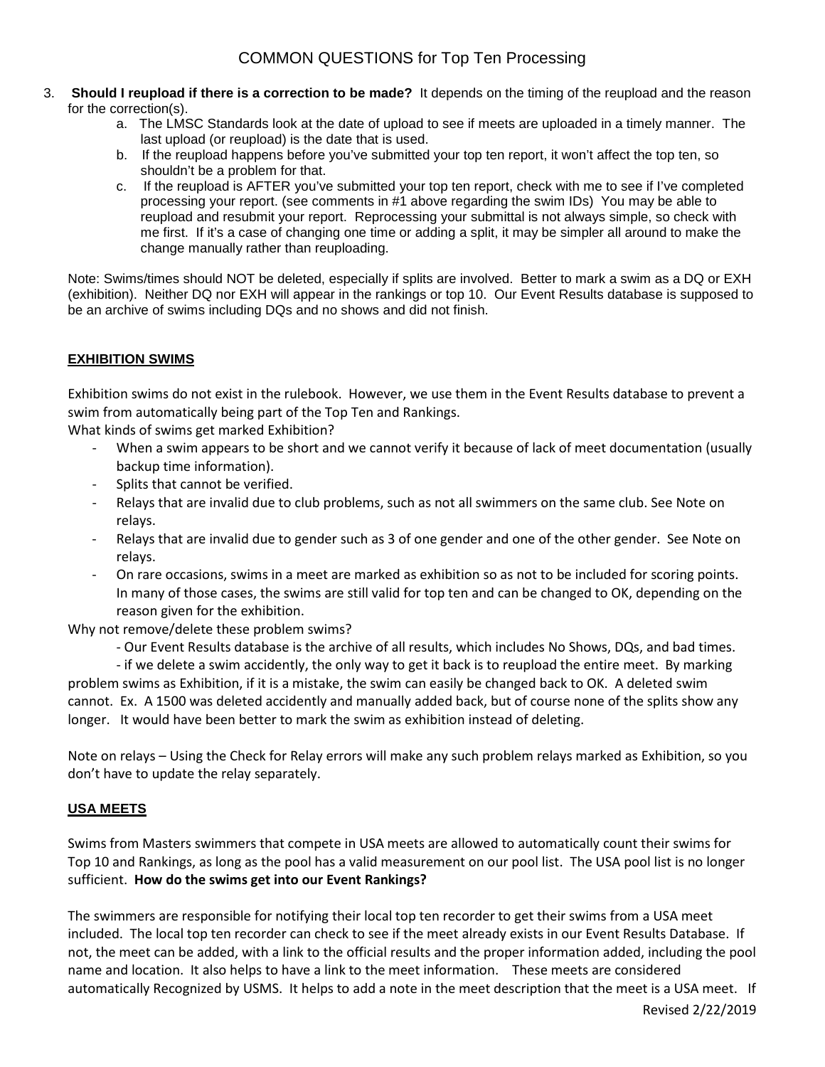3. **Should I reupload if there is a correction to be made?** It depends on the timing of the reupload and the reason for the correction(s).
   a. The LMSC Standards look at the date of upload to see if meets are uploaded in a timely manner. The last upload (or reupload) is the date that is used.
   b. If the reupload happens before you've submitted your top ten report, it won't affect the top ten, so shouldn't be a problem for that.
   c. If the reupload is AFTER you've submitted your top ten report, check with me to see if I've completed processing your report. (see comments in #1 above regarding the swim IDs) You may be able to reupload and resubmit your report. Reprocessing your submittal is not always simple, so check with me first. If it's a case of changing one time or adding a split, it may be simpler all around to make the change manually rather than reuploading.

   Note: Swims/times should NOT be deleted, especially if splits are involved. Better to mark a swim as a DQ or EXH (exhibition). Neither DQ nor EXH will appear in the rankings or top 10. Our Event Results database is supposed to be an archive of swims including DQs and no shows and did not finish.

## EXHIBITION SWIMS

Exhibition swims do not exist in the rulebook. However, we use them in the Event Results database to prevent a swim from automatically being part of the Top Ten and Rankings.

What kinds of swims get marked Exhibition?

- When a swim appears to be short and we cannot verify it because of lack of meet documentation (usually backup time information).
- Splits that cannot be verified.
- Relays that are invalid due to club problems, such as not all swimmers on the same club. See Note on relays.
- Relays that are invalid due to gender such as 3 of one gender and one of the other gender. See Note on relays.
- On rare occasions, swims in a meet are marked as exhibition so as not to be included for scoring points. In many of those cases, the swims are still valid for top ten and can be changed to OK, depending on the reason given for the exhibition.

Why not remove/delete these problem swims?

- Our Event Results database is the archive of all results, which includes No Shows, DQs, and bad times.
- if we delete a swim accidently, the only way to get it back is to reupload the entire meet. By marking problem swims as Exhibition, if it is a mistake, the swim can easily be changed back to OK. A deleted swim cannot. Ex. A 1500 was deleted accidently and manually added back, but of course none of the splits show any longer. It would have been better to mark the swim as exhibition instead of deleting.

Note on relays – Using the Check for Relay errors will make any such problem relays marked as Exhibition, so you don't have to update the relay separately.

## USA MEETS

Swims from Masters swimmers that compete in USA meets are allowed to automatically count their swims for Top 10 and Rankings, as long as the pool has a valid measurement on our pool list. The USA pool list is no longer sufficient. **How do the swims get into our Event Rankings?**

The swimmers are responsible for notifying their local top ten recorder to get their swims from a USA meet included. The local top ten recorder can check to see if the meet already exists in our Event Results Database. If not, the meet can be added, with a link to the official results and the proper information added, including the pool name and location. It also helps to have a link to the meet information. These meets are considered automatically Recognized by USMS. It helps to add a note in the meet description that the meet is a USA meet. If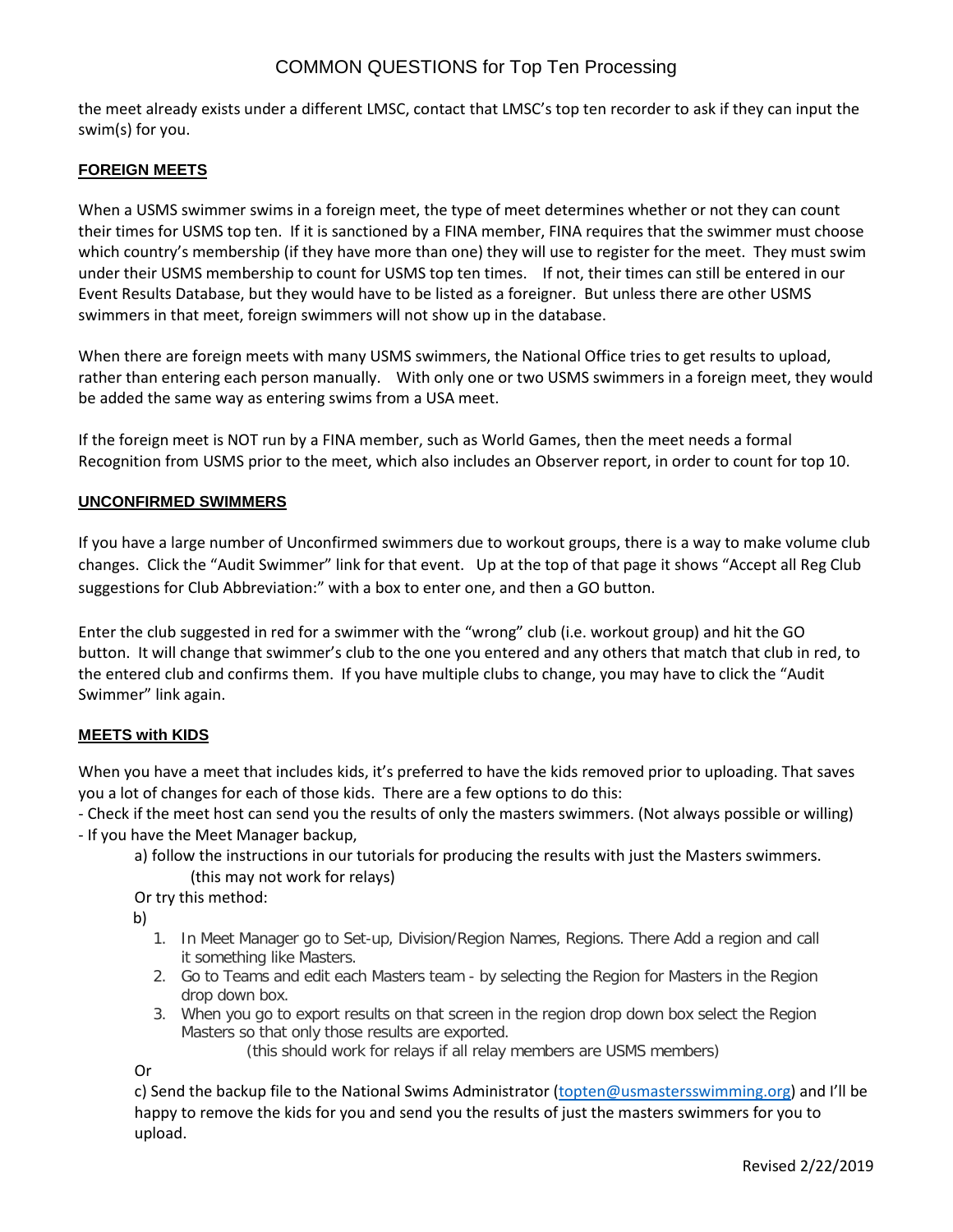the meet already exists under a different LMSC, contact that LMSC's top ten recorder to ask if they can input the swim(s) for you.

## FOREIGN MEETS

When a USMS swimmer swims in a foreign meet, the type of meet determines whether or not they can count their times for USMS top ten. If it is sanctioned by a FINA member, FINA requires that the swimmer must choose which country's membership (if they have more than one) they will use to register for the meet. They must swim under their USMS membership to count for USMS top ten times. If not, their times can still be entered in our Event Results Database, but they would have to be listed as a foreigner. But unless there are other USMS swimmers in that meet, foreign swimmers will not show up in the database.

When there are foreign meets with many USMS swimmers, the National Office tries to get results to upload, rather than entering each person manually. With only one or two USMS swimmers in a foreign meet, they would be added the same way as entering swims from a USA meet.

If the foreign meet is NOT run by a FINA member, such as World Games, then the meet needs a formal Recognition from USMS prior to the meet, which also includes an Observer report, in order to count for top 10.

## UNCONFIRMED SWIMMERS

If you have a large number of Unconfirmed swimmers due to workout groups, there is a way to make volume club changes. Click the "Audit Swimmer" link for that event. Up at the top of that page it shows "Accept all Reg Club suggestions for Club Abbreviation:" with a box to enter one, and then a GO button.

Enter the club suggested in red for a swimmer with the "wrong" club (i.e. workout group) and hit the GO button. It will change that swimmer's club to the one you entered and any others that match that club in red, to the entered club and confirms them. If you have multiple clubs to change, you may have to click the "Audit Swimmer" link again.

## MEETS with KIDS

When you have a meet that includes kids, it's preferred to have the kids removed prior to uploading. That saves you a lot of changes for each of those kids. There are a few options to do this:

- Check if the meet host can send you the results of only the masters swimmers. (Not always possible or willing)
- If you have the Meet Manager backup,

  a) follow the instructions in our tutorials for producing the results with just the Masters swimmers. (this may not work for relays)

  Or try this method:

  b)

  1. In Meet Manager go to Set-up, Division/Region Names, Regions. There Add a region and call it something like Masters.
  2. Go to Teams and edit each Masters team - by selecting the Region for Masters in the Region drop down box.
  3. When you go to export results on that screen in the region drop down box select the Region Masters so that only those results are exported.
     (this should work for relays if all relay members are USMS members)

  Or

  c) Send the backup file to the National Swims Administrator (topten@usmastersswimming.org) and I'll be happy to remove the kids for you and send you the results of just the masters swimmers for you to upload.

Revised 2/22/2019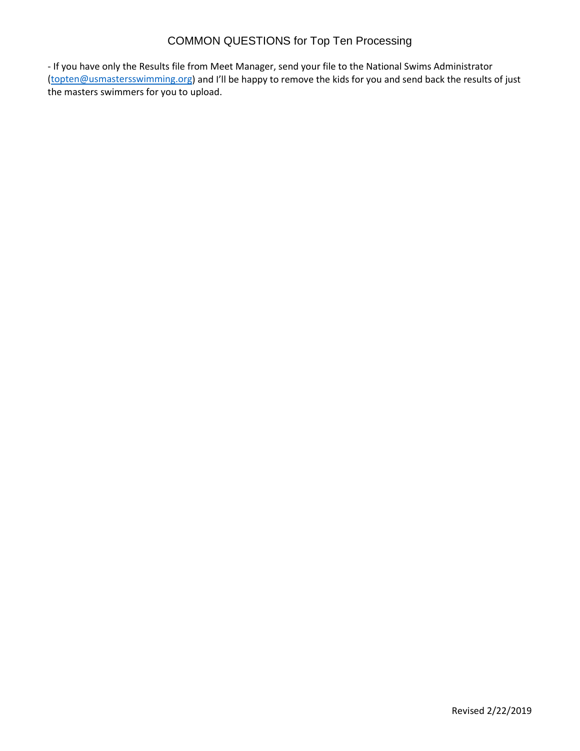# COMMON QUESTIONS for Top Ten Processing

- If you have only the Results file from Meet Manager, send your file to the National Swims Administrator (topten@usmastersswimming.org) and I'll be happy to remove the kids for you and send back the results of just the masters swimmers for you to upload.

Revised 2/22/2019